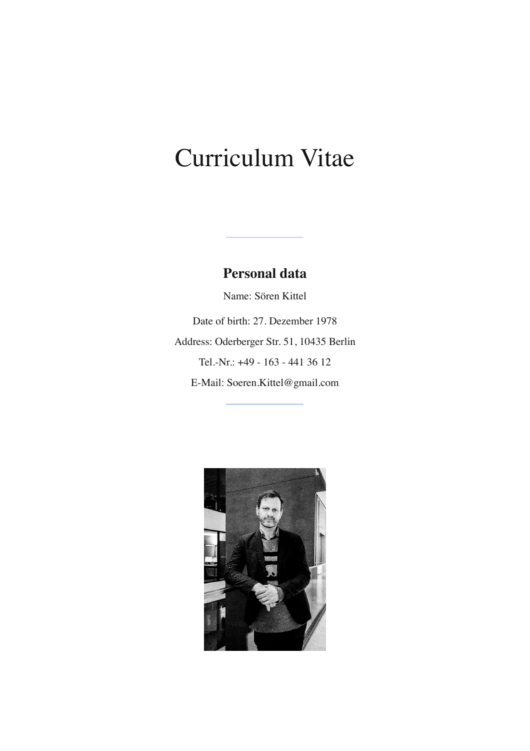# Curriculum Vitae

## Personal data

Name: Sören Kittel

Date of birth: 27. Dezember 1978

Address: Oderberger Str. 51, 10435 Berlin

Tel.-Nr.: +49 - 163 - 441 36 12

E-Mail: Soeren.Kittel@gmail.com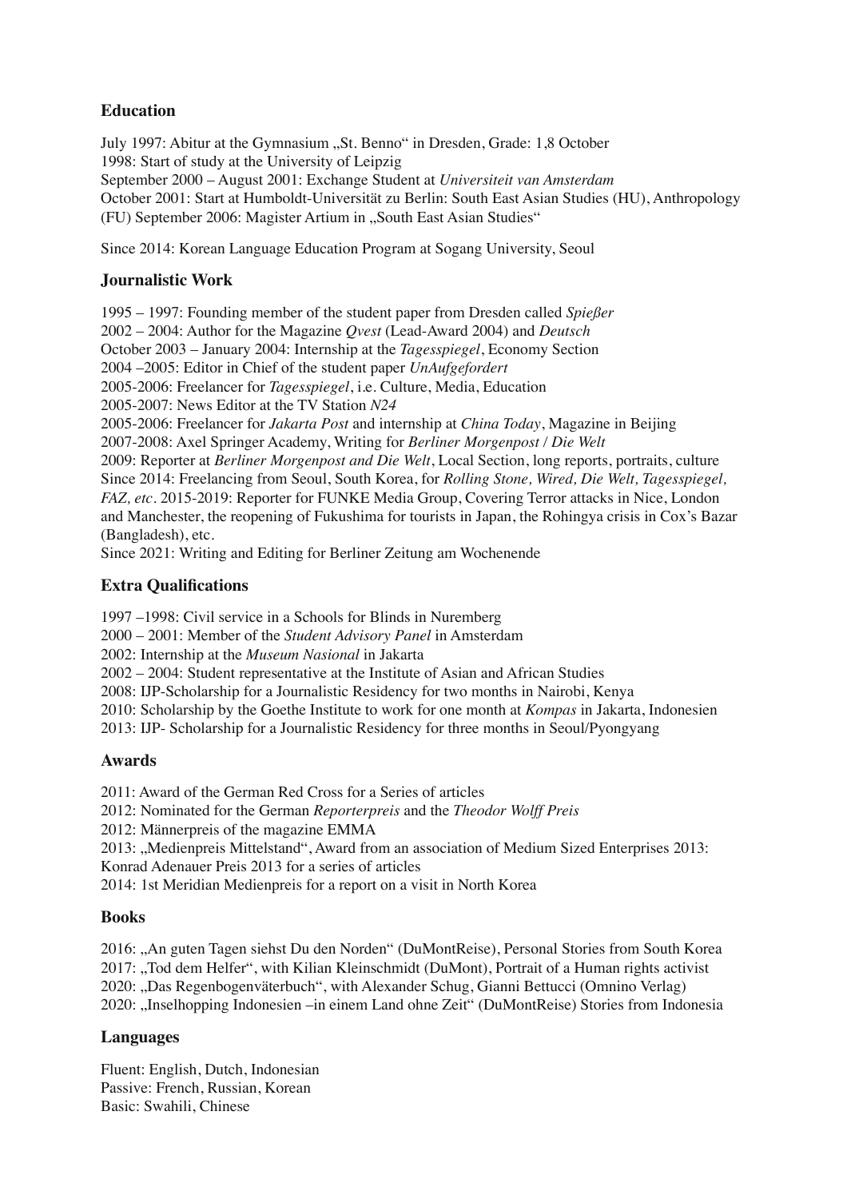## Education

July 1997: Abitur at the Gymnasium „St. Benno" in Dresden, Grade: 1,8 October
1998: Start of study at the University of Leipzig
September 2000 – August 2001: Exchange Student at *Universiteit van Amsterdam*
October 2001: Start at Humboldt-Universität zu Berlin: South East Asian Studies (HU), Anthropology (FU) September 2006: Magister Artium in „South East Asian Studies"

Since 2014: Korean Language Education Program at Sogang University, Seoul

## Journalistic Work

1995 – 1997: Founding member of the student paper from Dresden called *Spießer*
2002 – 2004: Author for the Magazine *Qvest* (Lead-Award 2004) and *Deutsch*
October 2003 – January 2004: Internship at the *Tagesspiegel*, Economy Section
2004 –2005: Editor in Chief of the student paper *UnAufgefordert*
2005-2006: Freelancer for *Tagesspiegel*, i.e. Culture, Media, Education
2005-2007: News Editor at the TV Station *N24*
2005-2006: Freelancer for *Jakarta Post* and internship at *China Today*, Magazine in Beijing
2007-2008: Axel Springer Academy, Writing for *Berliner Morgenpost* / *Die Welt*
2009: Reporter at *Berliner Morgenpost and Die Welt*, Local Section, long reports, portraits, culture
Since 2014: Freelancing from Seoul, South Korea, for *Rolling Stone, Wired, Die Welt, Tagesspiegel, FAZ, etc*. 2015-2019: Reporter for FUNKE Media Group, Covering Terror attacks in Nice, London and Manchester, the reopening of Fukushima for tourists in Japan, the Rohingya crisis in Cox's Bazar (Bangladesh), etc.
Since 2021: Writing and Editing for Berliner Zeitung am Wochenende

## Extra Qualifications

1997 –1998: Civil service in a Schools for Blinds in Nuremberg
2000 – 2001: Member of the *Student Advisory Panel* in Amsterdam
2002: Internship at the *Museum Nasional* in Jakarta
2002 – 2004: Student representative at the Institute of Asian and African Studies
2008: IJP-Scholarship for a Journalistic Residency for two months in Nairobi, Kenya
2010: Scholarship by the Goethe Institute to work for one month at *Kompas* in Jakarta, Indonesien
2013: IJP- Scholarship for a Journalistic Residency for three months in Seoul/Pyongyang

## Awards

2011: Award of the German Red Cross for a Series of articles
2012: Nominated for the German *Reporterpreis* and the *Theodor Wolff Preis*
2012: Männerpreis of the magazine EMMA
2013: „Medienpreis Mittelstand", Award from an association of Medium Sized Enterprises 2013: Konrad Adenauer Preis 2013 for a series of articles
2014: 1st Meridian Medienpreis for a report on a visit in North Korea

## Books

2016: „An guten Tagen siehst Du den Norden" (DuMontReise), Personal Stories from South Korea
2017: „Tod dem Helfer", with Kilian Kleinschmidt (DuMont), Portrait of a Human rights activist
2020: „Das Regenbogenväterbuch", with Alexander Schug, Gianni Bettucci (Omnino Verlag)
2020: „Inselhopping Indonesien –in einem Land ohne Zeit" (DuMontReise) Stories from Indonesia

## Languages

Fluent: English, Dutch, Indonesian
Passive: French, Russian, Korean
Basic: Swahili, Chinese